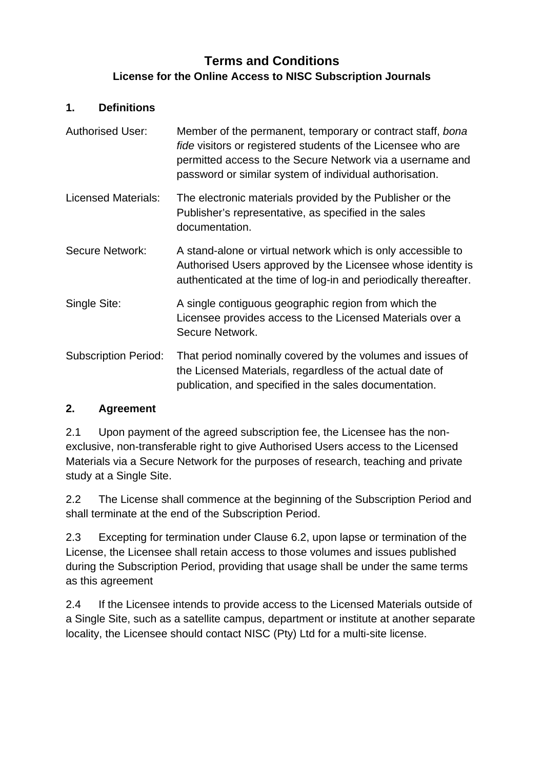# Terms and Conditions

## License for the Online Access to NISC Subscription Journals

### 1. Definitions

**Authorised User:** Member of the permanent, temporary or contract staff, *bona fide* visitors or registered students of the Licensee who are permitted access to the Secure Network via a username and password or similar system of individual authorisation.

**Licensed Materials:** The electronic materials provided by the Publisher or the Publisher’s representative, as specified in the sales documentation.

**Secure Network:** A stand-alone or virtual network which is only accessible to Authorised Users approved by the Licensee whose identity is authenticated at the time of log-in and periodically thereafter.

**Single Site:** A single contiguous geographic region from which the Licensee provides access to the Licensed Materials over a Secure Network.

**Subscription Period:** That period nominally covered by the volumes and issues of the Licensed Materials, regardless of the actual date of publication, and specified in the sales documentation.

### 2. Agreement

2.1 Upon payment of the agreed subscription fee, the Licensee has the non-exclusive, non-transferable right to give Authorised Users access to the Licensed Materials via a Secure Network for the purposes of research, teaching and private study at a Single Site.

2.2 The License shall commence at the beginning of the Subscription Period and shall terminate at the end of the Subscription Period.

2.3 Excepting for termination under Clause 6.2, upon lapse or termination of the License, the Licensee shall retain access to those volumes and issues published during the Subscription Period, providing that usage shall be under the same terms as this agreement

2.4 If the Licensee intends to provide access to the Licensed Materials outside of a Single Site, such as a satellite campus, department or institute at another separate locality, the Licensee should contact NISC (Pty) Ltd for a multi-site license.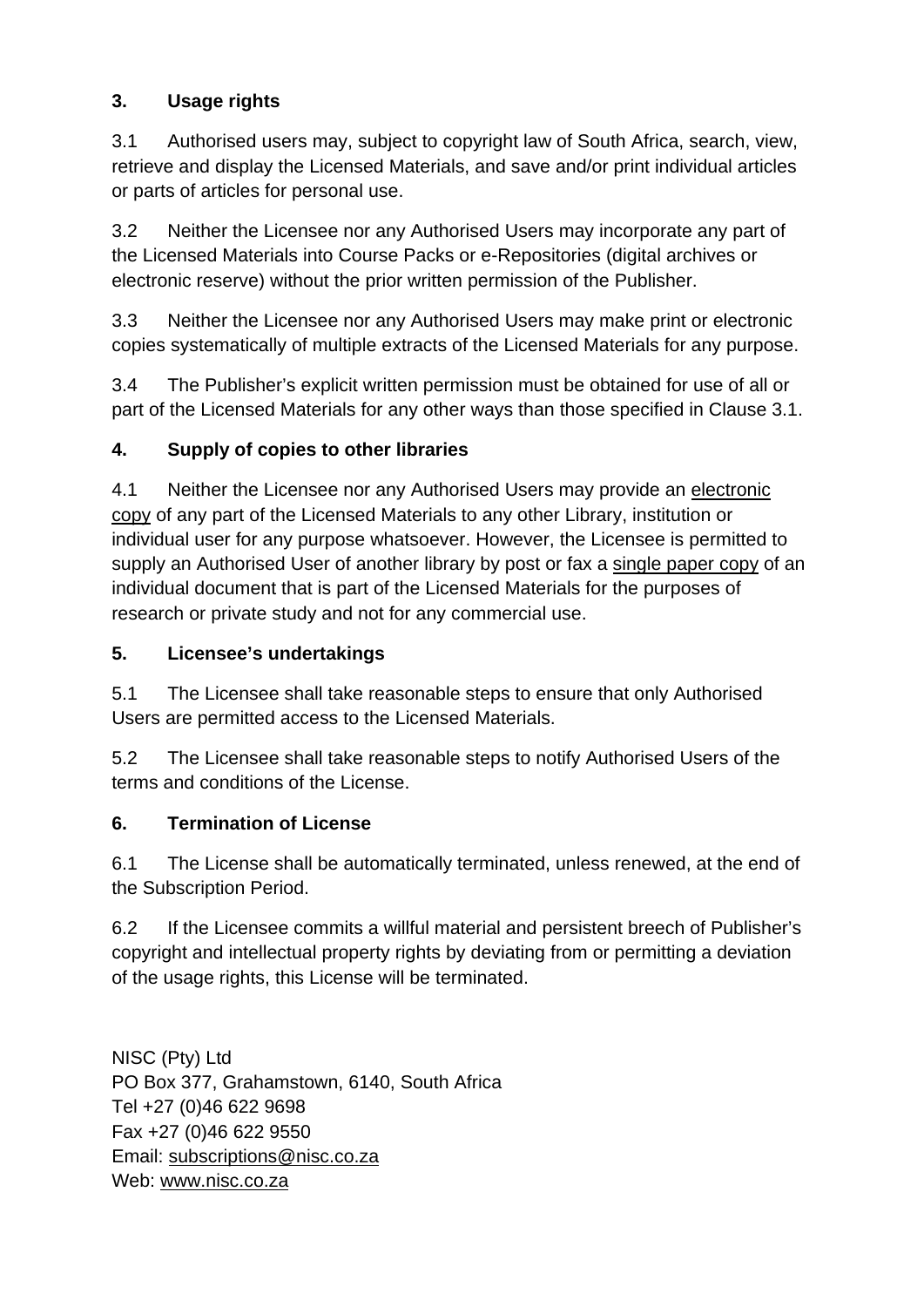## 3. Usage rights

3.1 Authorised users may, subject to copyright law of South Africa, search, view, retrieve and display the Licensed Materials, and save and/or print individual articles or parts of articles for personal use.

3.2 Neither the Licensee nor any Authorised Users may incorporate any part of the Licensed Materials into Course Packs or e-Repositories (digital archives or electronic reserve) without the prior written permission of the Publisher.

3.3 Neither the Licensee nor any Authorised Users may make print or electronic copies systematically of multiple extracts of the Licensed Materials for any purpose.

3.4 The Publisher's explicit written permission must be obtained for use of all or part of the Licensed Materials for any other ways than those specified in Clause 3.1.

## 4. Supply of copies to other libraries

4.1 Neither the Licensee nor any Authorised Users may provide an electronic copy of any part of the Licensed Materials to any other Library, institution or individual user for any purpose whatsoever. However, the Licensee is permitted to supply an Authorised User of another library by post or fax a single paper copy of an individual document that is part of the Licensed Materials for the purposes of research or private study and not for any commercial use.

## 5. Licensee's undertakings

5.1 The Licensee shall take reasonable steps to ensure that only Authorised Users are permitted access to the Licensed Materials.

5.2 The Licensee shall take reasonable steps to notify Authorised Users of the terms and conditions of the License.

## 6. Termination of License

6.1 The License shall be automatically terminated, unless renewed, at the end of the Subscription Period.

6.2 If the Licensee commits a willful material and persistent breech of Publisher's copyright and intellectual property rights by deviating from or permitting a deviation of the usage rights, this License will be terminated.

NISC (Pty) Ltd
PO Box 377, Grahamstown, 6140, South Africa
Tel +27 (0)46 622 9698
Fax +27 (0)46 622 9550
Email: subscriptions@nisc.co.za
Web: www.nisc.co.za